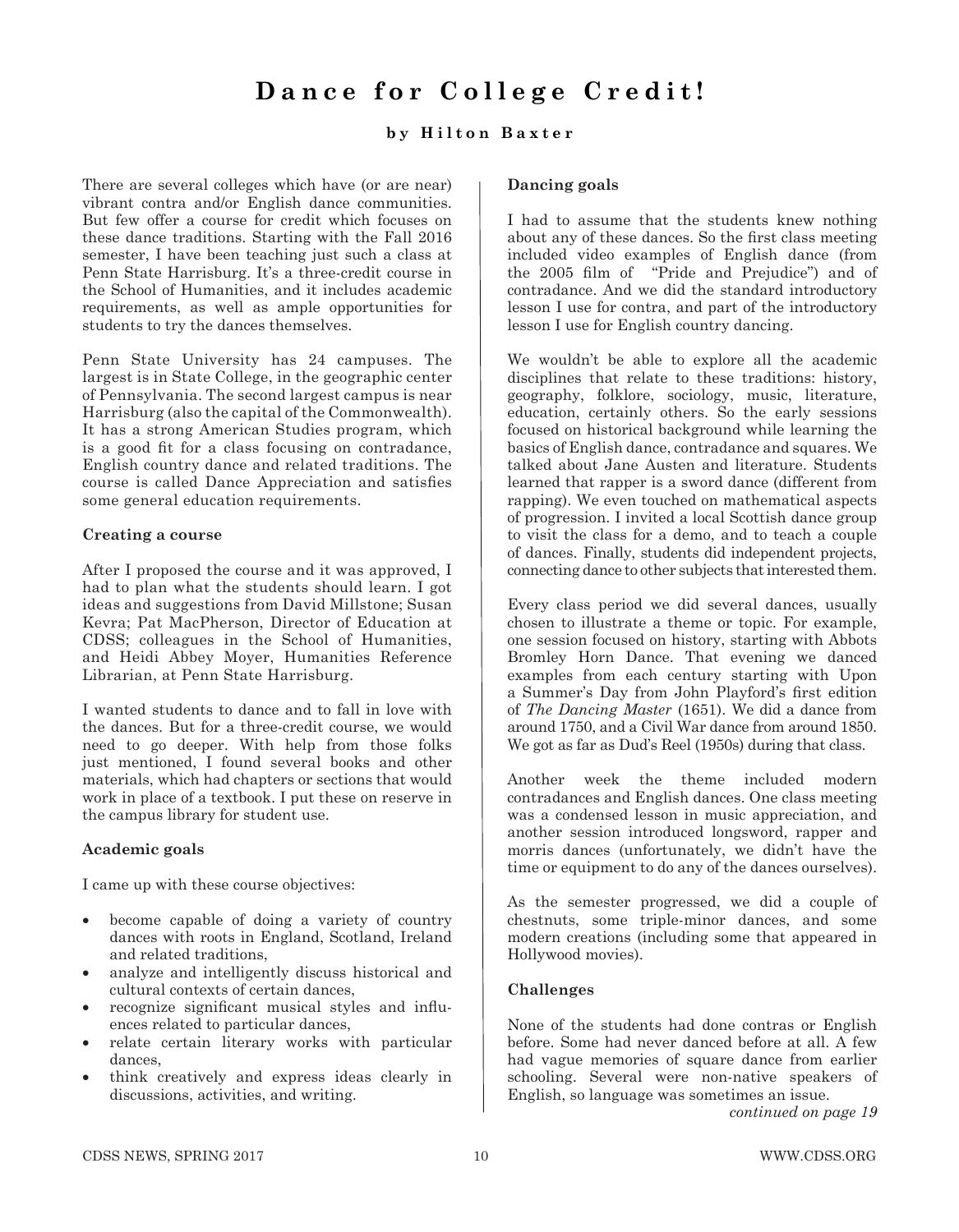# Dance for College Credit!

**by Hilton Baxter**

There are several colleges which have (or are near) vibrant contra and/or English dance communities. But few offer a course for credit which focuses on these dance traditions. Starting with the Fall 2016 semester, I have been teaching just such a class at Penn State Harrisburg. It's a three-credit course in the School of Humanities, and it includes academic requirements, as well as ample opportunities for students to try the dances themselves.

Penn State University has 24 campuses. The largest is in State College, in the geographic center of Pennsylvania. The second largest campus is near Harrisburg (also the capital of the Commonwealth). It has a strong American Studies program, which is a good fit for a class focusing on contradance, English country dance and related traditions. The course is called Dance Appreciation and satisfies some general education requirements.

**Creating a course**

After I proposed the course and it was approved, I had to plan what the students should learn. I got ideas and suggestions from David Millstone; Susan Kevra; Pat MacPherson, Director of Education at CDSS; colleagues in the School of Humanities, and Heidi Abbey Moyer, Humanities Reference Librarian, at Penn State Harrisburg.

I wanted students to dance and to fall in love with the dances. But for a three-credit course, we would need to go deeper. With help from those folks just mentioned, I found several books and other materials, which had chapters or sections that would work in place of a textbook. I put these on reserve in the campus library for student use.

**Academic goals**

I came up with these course objectives:

- become capable of doing a variety of country dances with roots in England, Scotland, Ireland and related traditions,
- analyze and intelligently discuss historical and cultural contexts of certain dances,
- recognize significant musical styles and influences related to particular dances,
- relate certain literary works with particular dances,
- think creatively and express ideas clearly in discussions, activities, and writing.

**Dancing goals**

I had to assume that the students knew nothing about any of these dances. So the first class meeting included video examples of English dance (from the 2005 film of "Pride and Prejudice") and of contradance. And we did the standard introductory lesson I use for contra, and part of the introductory lesson I use for English country dancing.

We wouldn't be able to explore all the academic disciplines that relate to these traditions: history, geography, folklore, sociology, music, literature, education, certainly others. So the early sessions focused on historical background while learning the basics of English dance, contradance and squares. We talked about Jane Austen and literature. Students learned that rapper is a sword dance (different from rapping). We even touched on mathematical aspects of progression. I invited a local Scottish dance group to visit the class for a demo, and to teach a couple of dances. Finally, students did independent projects, connecting dance to other subjects that interested them.

Every class period we did several dances, usually chosen to illustrate a theme or topic. For example, one session focused on history, starting with Abbots Bromley Horn Dance. That evening we danced examples from each century starting with Upon a Summer's Day from John Playford's first edition of *The Dancing Master* (1651). We did a dance from around 1750, and a Civil War dance from around 1850. We got as far as Dud's Reel (1950s) during that class.

Another week the theme included modern contradances and English dances. One class meeting was a condensed lesson in music appreciation, and another session introduced longsword, rapper and morris dances (unfortunately, we didn't have the time or equipment to do any of the dances ourselves).

As the semester progressed, we did a couple of chestnuts, some triple-minor dances, and some modern creations (including some that appeared in Hollywood movies).

**Challenges**

None of the students had done contras or English before. Some had never danced before at all. A few had vague memories of square dance from earlier schooling. Several were non-native speakers of English, so language was sometimes an issue.

*continued on page 19*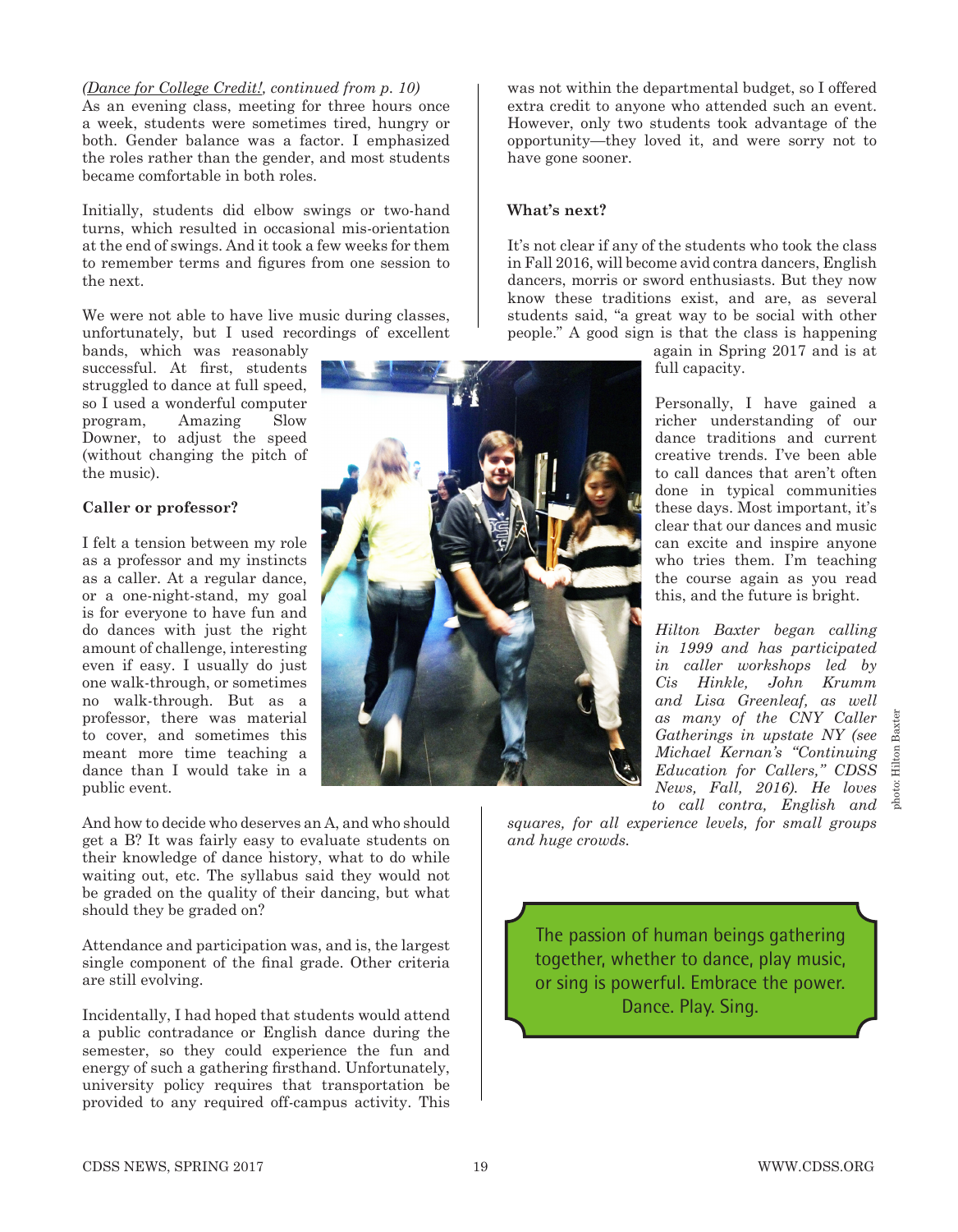*(Dance for College Credit!, continued from p. 10)*
As an evening class, meeting for three hours once a week, students were sometimes tired, hungry or both. Gender balance was a factor. I emphasized the roles rather than the gender, and most students became comfortable in both roles.

Initially, students did elbow swings or two-hand turns, which resulted in occasional mis-orientation at the end of swings. And it took a few weeks for them to remember terms and figures from one session to the next.

We were not able to have live music during classes, unfortunately, but I used recordings of excellent bands, which was reasonably successful. At first, students struggled to dance at full speed, so I used a wonderful computer program, Amazing Slow Downer, to adjust the speed (without changing the pitch of the music).

**Caller or professor?**

I felt a tension between my role as a professor and my instincts as a caller. At a regular dance, or a one-night-stand, my goal is for everyone to have fun and do dances with just the right amount of challenge, interesting even if easy. I usually do just one walk-through, or sometimes no walk-through. But as a professor, there was material to cover, and sometimes this meant more time teaching a dance than I would take in a public event.

And how to decide who deserves an A, and who should get a B? It was fairly easy to evaluate students on their knowledge of dance history, what to do while waiting out, etc. The syllabus said they would not be graded on the quality of their dancing, but what should they be graded on?

Attendance and participation was, and is, the largest single component of the final grade. Other criteria are still evolving.

Incidentally, I had hoped that students would attend a public contradance or English dance during the semester, so they could experience the fun and energy of such a gathering firsthand. Unfortunately, university policy requires that transportation be provided to any required off-campus activity. This was not within the departmental budget, so I offered extra credit to anyone who attended such an event. However, only two students took advantage of the opportunity—they loved it, and were sorry not to have gone sooner.

**What's next?**

It's not clear if any of the students who took the class in Fall 2016, will become avid contra dancers, English dancers, morris or sword enthusiasts. But they now know these traditions exist, and are, as several students said, "a great way to be social with other people." A good sign is that the class is happening again in Spring 2017 and is at full capacity.

Personally, I have gained a richer understanding of our dance traditions and current creative trends. I've been able to call dances that aren't often done in typical communities these days. Most important, it's clear that our dances and music can excite and inspire anyone who tries them. I'm teaching the course again as you read this, and the future is bright.

*Hilton Baxter began calling in 1999 and has participated in caller workshops led by Cis Hinkle, John Krumm and Lisa Greenleaf, as well as many of the CNY Caller Gatherings in upstate NY (see Michael Kernan's "Continuing Education for Callers," CDSS News, Fall, 2016). He loves to call contra, English and squares, for all experience levels, for small groups and huge crowds.*

photo: Hilton Baxter

The passion of human beings gathering together, whether to dance, play music, or sing is powerful. Embrace the power. Dance. Play. Sing.